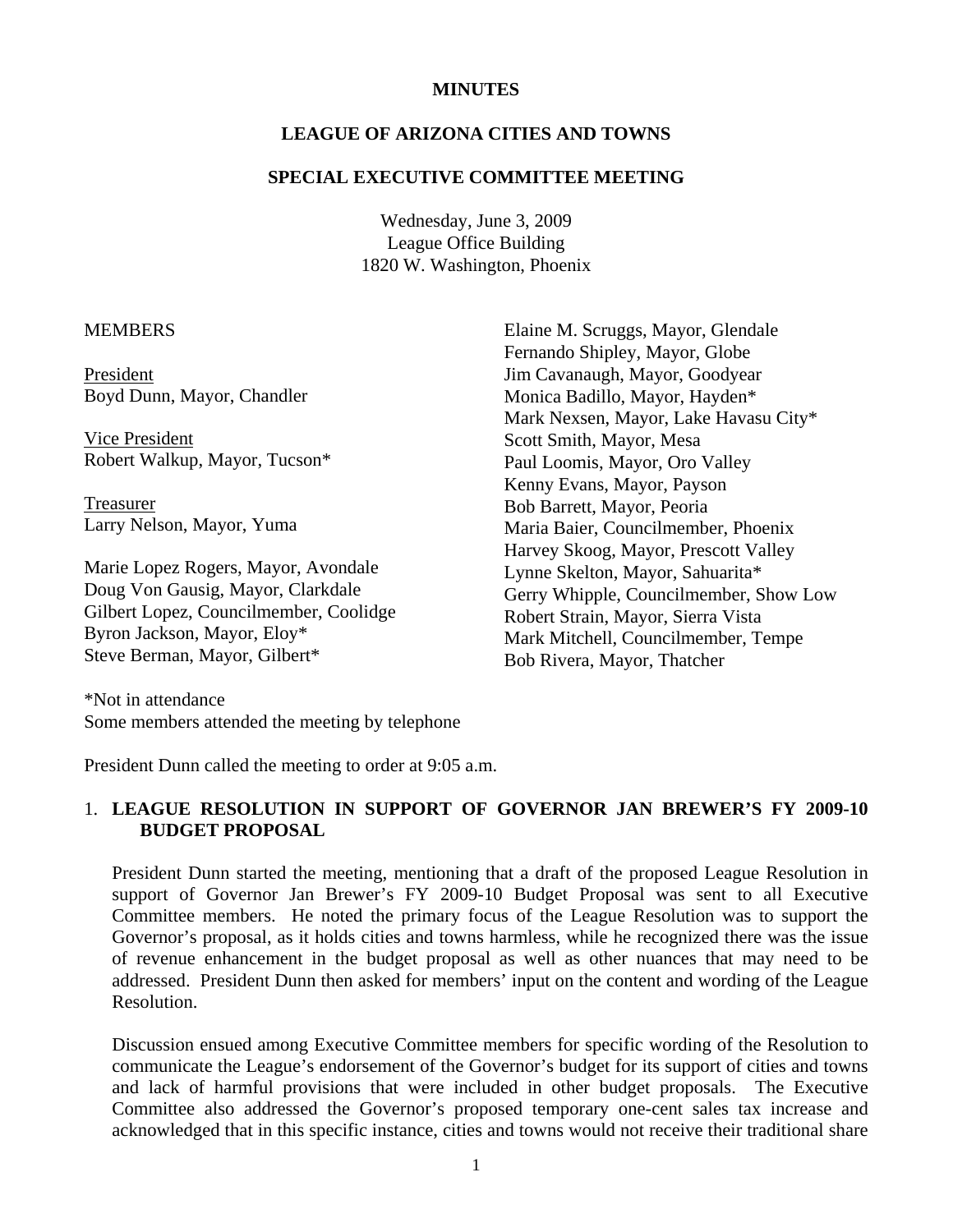**MINUTES**

**LEAGUE OF ARIZONA CITIES AND TOWNS**

**SPECIAL EXECUTIVE COMMITTEE MEETING**

Wednesday, June 3, 2009
League Office Building
1820 W. Washington, Phoenix

MEMBERS

President
Boyd Dunn, Mayor, Chandler

Vice President
Robert Walkup, Mayor, Tucson*

Treasurer
Larry Nelson, Mayor, Yuma

Marie Lopez Rogers, Mayor, Avondale
Doug Von Gausig, Mayor, Clarkdale
Gilbert Lopez, Councilmember, Coolidge
Byron Jackson, Mayor, Eloy*
Steve Berman, Mayor, Gilbert*
Elaine M. Scruggs, Mayor, Glendale
Fernando Shipley, Mayor, Globe
Jim Cavanaugh, Mayor, Goodyear
Monica Badillo, Mayor, Hayden*
Mark Nexsen, Mayor, Lake Havasu City*
Scott Smith, Mayor, Mesa
Paul Loomis, Mayor, Oro Valley
Kenny Evans, Mayor, Payson
Bob Barrett, Mayor, Peoria
Maria Baier, Councilmember, Phoenix
Harvey Skoog, Mayor, Prescott Valley
Lynne Skelton, Mayor, Sahuarita*
Gerry Whipple, Councilmember, Show Low
Robert Strain, Mayor, Sierra Vista
Mark Mitchell, Councilmember, Tempe
Bob Rivera, Mayor, Thatcher

*Not in attendance
Some members attended the meeting by telephone

President Dunn called the meeting to order at 9:05 a.m.

1. **LEAGUE RESOLUTION IN SUPPORT OF GOVERNOR JAN BREWER'S FY 2009-10 BUDGET PROPOSAL**

   President Dunn started the meeting, mentioning that a draft of the proposed League Resolution in support of Governor Jan Brewer's FY 2009-10 Budget Proposal was sent to all Executive Committee members. He noted the primary focus of the League Resolution was to support the Governor's proposal, as it holds cities and towns harmless, while he recognized there was the issue of revenue enhancement in the budget proposal as well as other nuances that may need to be addressed. President Dunn then asked for members' input on the content and wording of the League Resolution.

   Discussion ensued among Executive Committee members for specific wording of the Resolution to communicate the League's endorsement of the Governor's budget for its support of cities and towns and lack of harmful provisions that were included in other budget proposals. The Executive Committee also addressed the Governor's proposed temporary one-cent sales tax increase and acknowledged that in this specific instance, cities and towns would not receive their traditional share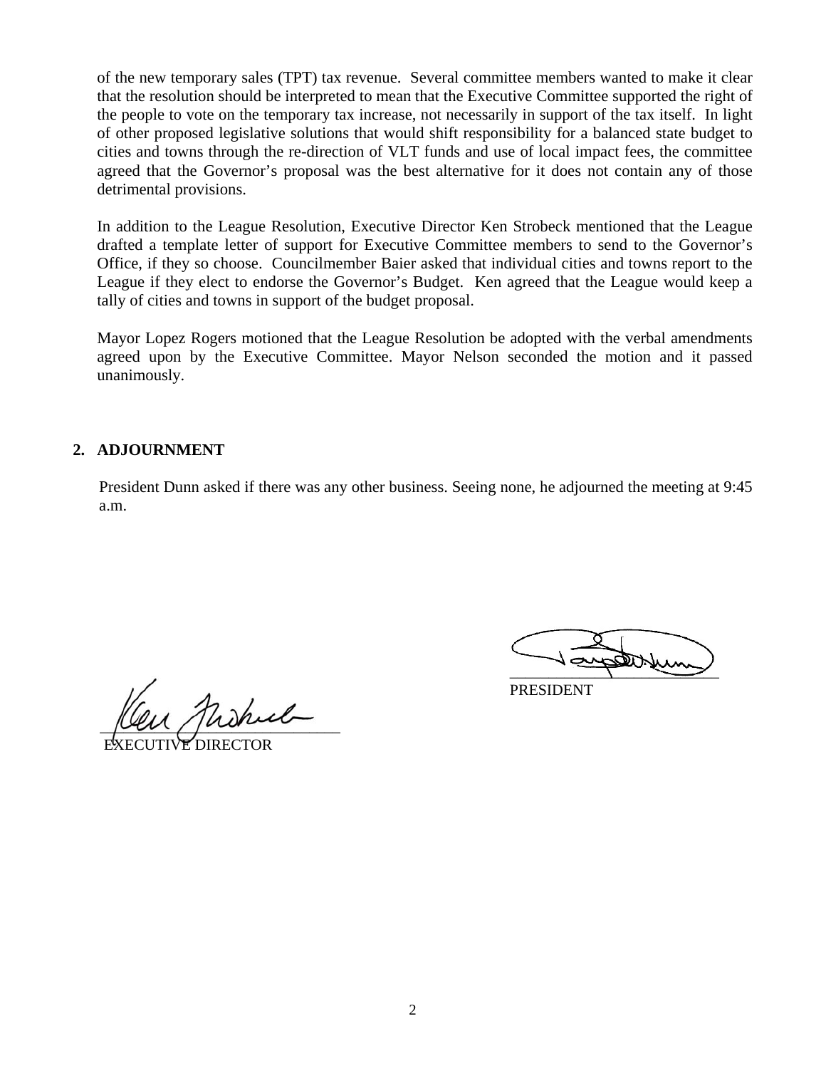of the new temporary sales (TPT) tax revenue. Several committee members wanted to make it clear that the resolution should be interpreted to mean that the Executive Committee supported the right of the people to vote on the temporary tax increase, not necessarily in support of the tax itself. In light of other proposed legislative solutions that would shift responsibility for a balanced state budget to cities and towns through the re-direction of VLT funds and use of local impact fees, the committee agreed that the Governor's proposal was the best alternative for it does not contain any of those detrimental provisions.

In addition to the League Resolution, Executive Director Ken Strobeck mentioned that the League drafted a template letter of support for Executive Committee members to send to the Governor's Office, if they so choose. Councilmember Baier asked that individual cities and towns report to the League if they elect to endorse the Governor's Budget. Ken agreed that the League would keep a tally of cities and towns in support of the budget proposal.

Mayor Lopez Rogers motioned that the League Resolution be adopted with the verbal amendments agreed upon by the Executive Committee. Mayor Nelson seconded the motion and it passed unanimously.

## 2. ADJOURNMENT

President Dunn asked if there was any other business. Seeing none, he adjourned the meeting at 9:45 a.m.

PRESIDENT

EXECUTIVE DIRECTOR